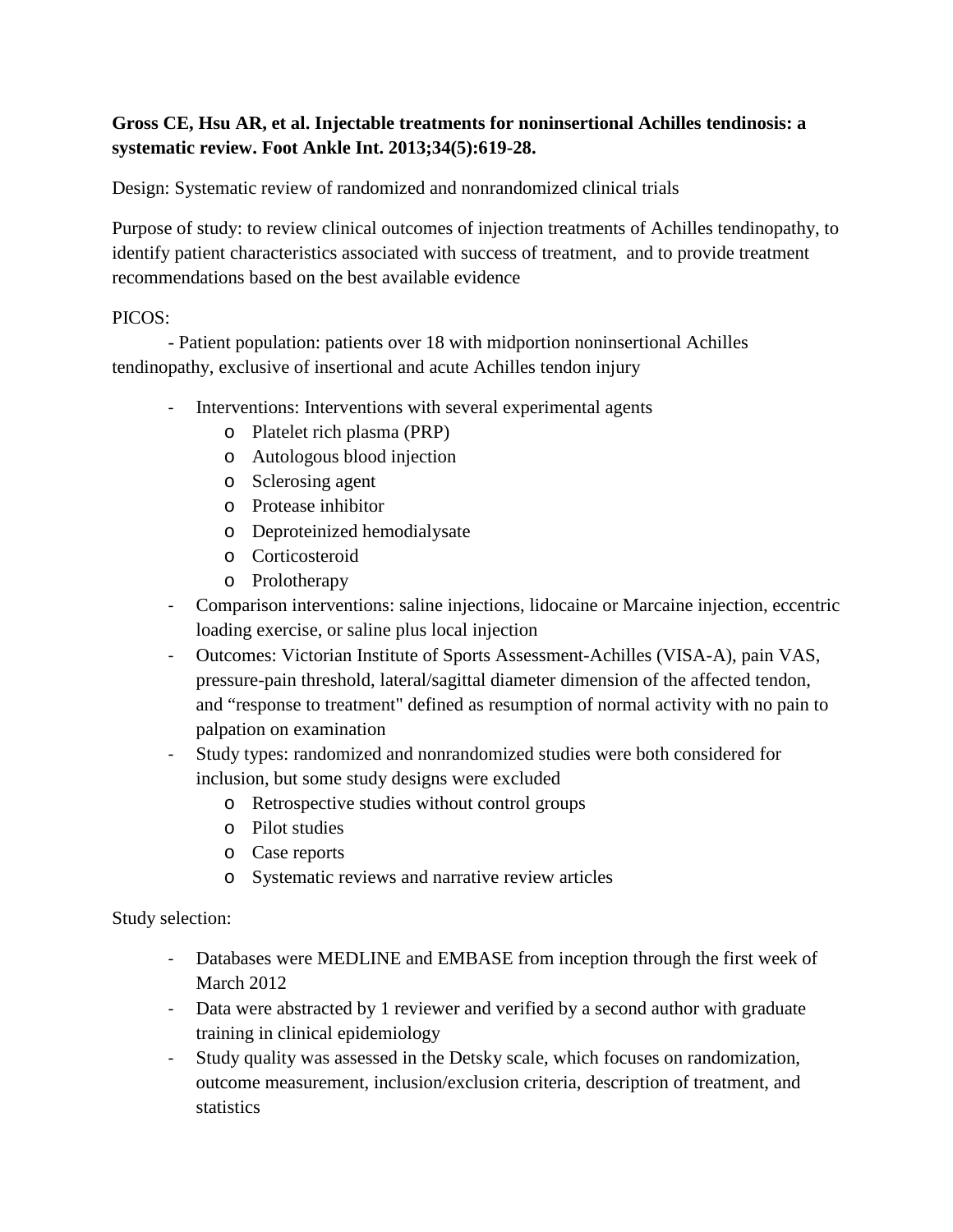**Gross CE, Hsu AR, et al. Injectable treatments for noninsertional Achilles tendinosis: a systematic review. Foot Ankle Int. 2013;34(5):619-28.**

Design: Systematic review of randomized and nonrandomized clinical trials

Purpose of study: to review clinical outcomes of injection treatments of Achilles tendinopathy, to identify patient characteristics associated with success of treatment, and to provide treatment recommendations based on the best available evidence

PICOS:

- Patient population: patients over 18 with midportion noninsertional Achilles tendinopathy, exclusive of insertional and acute Achilles tendon injury
- Interventions: Interventions with several experimental agents
  - Platelet rich plasma (PRP)
  - Autologous blood injection
  - Sclerosing agent
  - Protease inhibitor
  - Deproteinized hemodialysate
  - Corticosteroid
  - Prolotherapy
- Comparison interventions: saline injections, lidocaine or Marcaine injection, eccentric loading exercise, or saline plus local injection
- Outcomes: Victorian Institute of Sports Assessment-Achilles (VISA-A), pain VAS, pressure-pain threshold, lateral/sagittal diameter dimension of the affected tendon, and "response to treatment" defined as resumption of normal activity with no pain to palpation on examination
- Study types: randomized and nonrandomized studies were both considered for inclusion, but some study designs were excluded
  - Retrospective studies without control groups
  - Pilot studies
  - Case reports
  - Systematic reviews and narrative review articles

Study selection:

- Databases were MEDLINE and EMBASE from inception through the first week of March 2012
- Data were abstracted by 1 reviewer and verified by a second author with graduate training in clinical epidemiology
- Study quality was assessed in the Detsky scale, which focuses on randomization, outcome measurement, inclusion/exclusion criteria, description of treatment, and statistics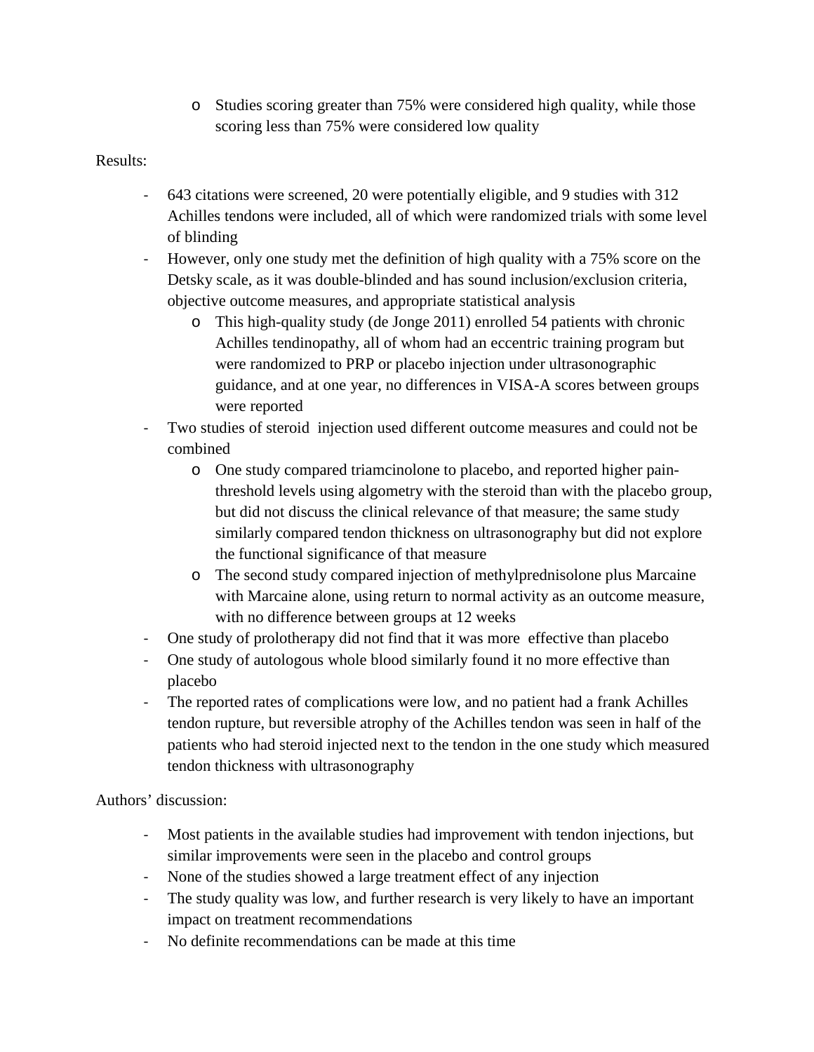- Studies scoring greater than 75% were considered high quality, while those scoring less than 75% were considered low quality

Results:

- 643 citations were screened, 20 were potentially eligible, and 9 studies with 312 Achilles tendons were included, all of which were randomized trials with some level of blinding
- However, only one study met the definition of high quality with a 75% score on the Detsky scale, as it was double-blinded and has sound inclusion/exclusion criteria, objective outcome measures, and appropriate statistical analysis
  - This high-quality study (de Jonge 2011) enrolled 54 patients with chronic Achilles tendinopathy, all of whom had an eccentric training program but were randomized to PRP or placebo injection under ultrasonographic guidance, and at one year, no differences in VISA-A scores between groups were reported
- Two studies of steroid injection used different outcome measures and could not be combined
  - One study compared triamcinolone to placebo, and reported higher pain-threshold levels using algometry with the steroid than with the placebo group, but did not discuss the clinical relevance of that measure; the same study similarly compared tendon thickness on ultrasonography but did not explore the functional significance of that measure
  - The second study compared injection of methylprednisolone plus Marcaine with Marcaine alone, using return to normal activity as an outcome measure, with no difference between groups at 12 weeks
- One study of prolotherapy did not find that it was more effective than placebo
- One study of autologous whole blood similarly found it no more effective than placebo
- The reported rates of complications were low, and no patient had a frank Achilles tendon rupture, but reversible atrophy of the Achilles tendon was seen in half of the patients who had steroid injected next to the tendon in the one study which measured tendon thickness with ultrasonography

Authors' discussion:

- Most patients in the available studies had improvement with tendon injections, but similar improvements were seen in the placebo and control groups
- None of the studies showed a large treatment effect of any injection
- The study quality was low, and further research is very likely to have an important impact on treatment recommendations
- No definite recommendations can be made at this time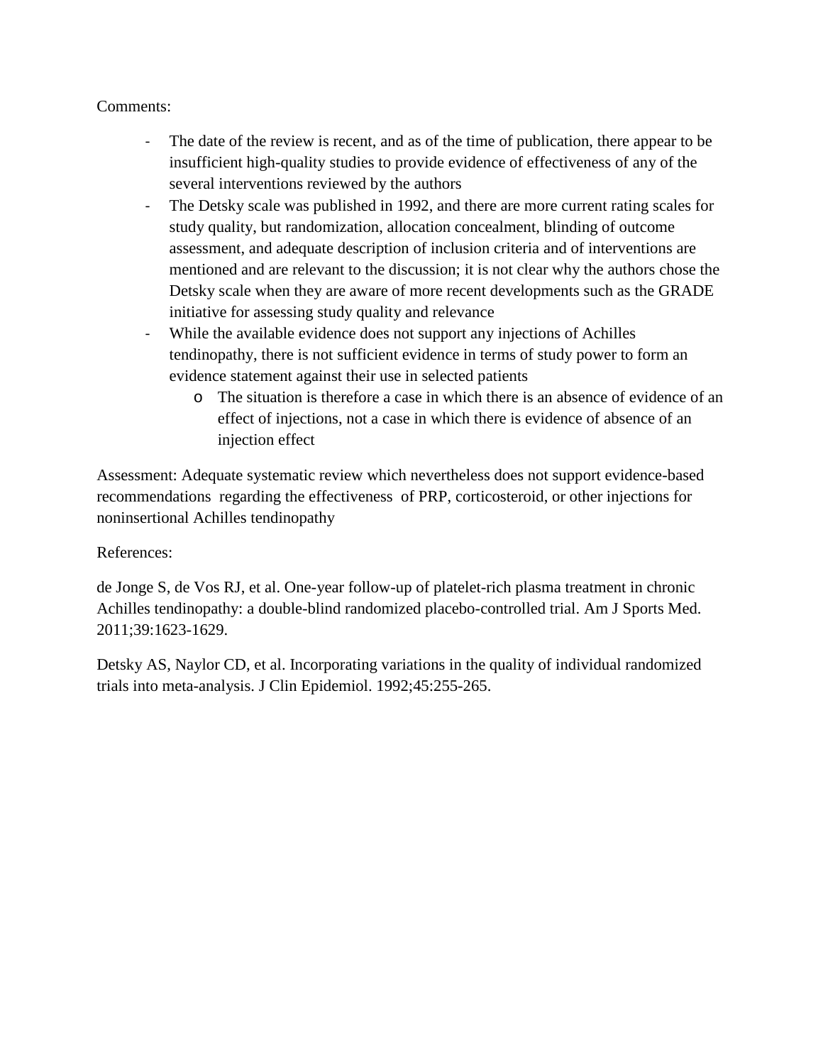Comments:

- The date of the review is recent, and as of the time of publication, there appear to be insufficient high-quality studies to provide evidence of effectiveness of any of the several interventions reviewed by the authors
- The Detsky scale was published in 1992, and there are more current rating scales for study quality, but randomization, allocation concealment, blinding of outcome assessment, and adequate description of inclusion criteria and of interventions are mentioned and are relevant to the discussion; it is not clear why the authors chose the Detsky scale when they are aware of more recent developments such as the GRADE initiative for assessing study quality and relevance
- While the available evidence does not support any injections of Achilles tendinopathy, there is not sufficient evidence in terms of study power to form an evidence statement against their use in selected patients
  - The situation is therefore a case in which there is an absence of evidence of an effect of injections, not a case in which there is evidence of absence of an injection effect

Assessment: Adequate systematic review which nevertheless does not support evidence-based recommendations regarding the effectiveness of PRP, corticosteroid, or other injections for noninsertional Achilles tendinopathy

References:

de Jonge S, de Vos RJ, et al. One-year follow-up of platelet-rich plasma treatment in chronic Achilles tendinopathy: a double-blind randomized placebo-controlled trial. Am J Sports Med. 2011;39:1623-1629.

Detsky AS, Naylor CD, et al. Incorporating variations in the quality of individual randomized trials into meta-analysis. J Clin Epidemiol. 1992;45:255-265.